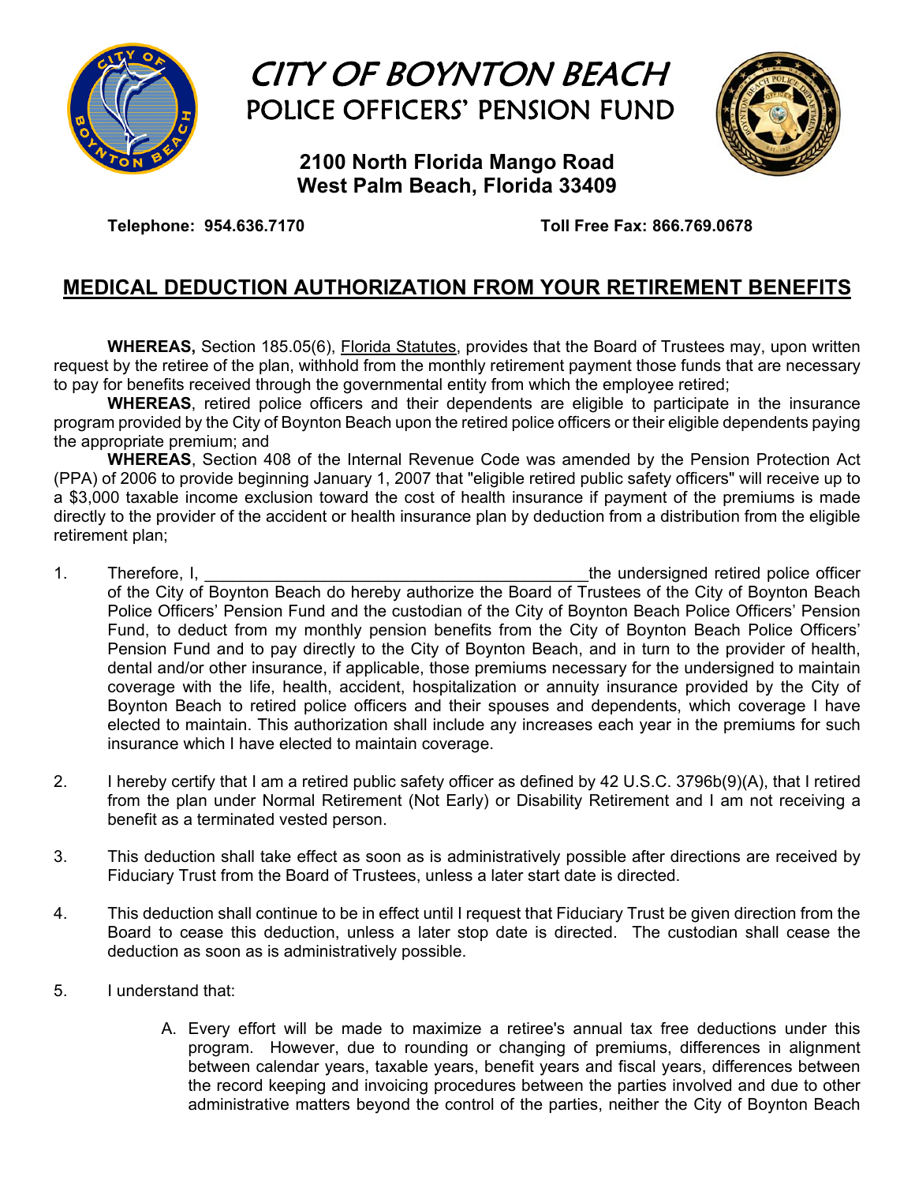# CITY OF BOYNTON BEACH
## POLICE OFFICERS' PENSION FUND

**2100 North Florida Mango Road**
**West Palm Beach, Florida 33409**

**Telephone: 954.636.7170** **Toll Free Fax: 866.769.0678**

## MEDICAL DEDUCTION AUTHORIZATION FROM YOUR RETIREMENT BENEFITS

**WHEREAS,** Section 185.05(6), Florida Statutes, provides that the Board of Trustees may, upon written request by the retiree of the plan, withhold from the monthly retirement payment those funds that are necessary to pay for benefits received through the governmental entity from which the employee retired;

**WHEREAS**, retired police officers and their dependents are eligible to participate in the insurance program provided by the City of Boynton Beach upon the retired police officers or their eligible dependents paying the appropriate premium; and

**WHEREAS**, Section 408 of the Internal Revenue Code was amended by the Pension Protection Act (PPA) of 2006 to provide beginning January 1, 2007 that "eligible retired public safety officers" will receive up to a $3,000 taxable income exclusion toward the cost of health insurance if payment of the premiums is made directly to the provider of the accident or health insurance plan by deduction from a distribution from the eligible retirement plan;

1. Therefore, I, ________________________________________ the undersigned retired police officer of the City of Boynton Beach do hereby authorize the Board of Trustees of the City of Boynton Beach Police Officers' Pension Fund and the custodian of the City of Boynton Beach Police Officers' Pension Fund, to deduct from my monthly pension benefits from the City of Boynton Beach Police Officers' Pension Fund and to pay directly to the City of Boynton Beach, and in turn to the provider of health, dental and/or other insurance, if applicable, those premiums necessary for the undersigned to maintain coverage with the life, health, accident, hospitalization or annuity insurance provided by the City of Boynton Beach to retired police officers and their spouses and dependents, which coverage I have elected to maintain. This authorization shall include any increases each year in the premiums for such insurance which I have elected to maintain coverage.

2. I hereby certify that I am a retired public safety officer as defined by 42 U.S.C. 3796b(9)(A), that I retired from the plan under Normal Retirement (Not Early) or Disability Retirement and I am not receiving a benefit as a terminated vested person.

3. This deduction shall take effect as soon as is administratively possible after directions are received by Fiduciary Trust from the Board of Trustees, unless a later start date is directed.

4. This deduction shall continue to be in effect until I request that Fiduciary Trust be given direction from the Board to cease this deduction, unless a later stop date is directed. The custodian shall cease the deduction as soon as is administratively possible.

5. I understand that:

   A. Every effort will be made to maximize a retiree's annual tax free deductions under this program. However, due to rounding or changing of premiums, differences in alignment between calendar years, taxable years, benefit years and fiscal years, differences between the record keeping and invoicing procedures between the parties involved and due to other administrative matters beyond the control of the parties, neither the City of Boynton Beach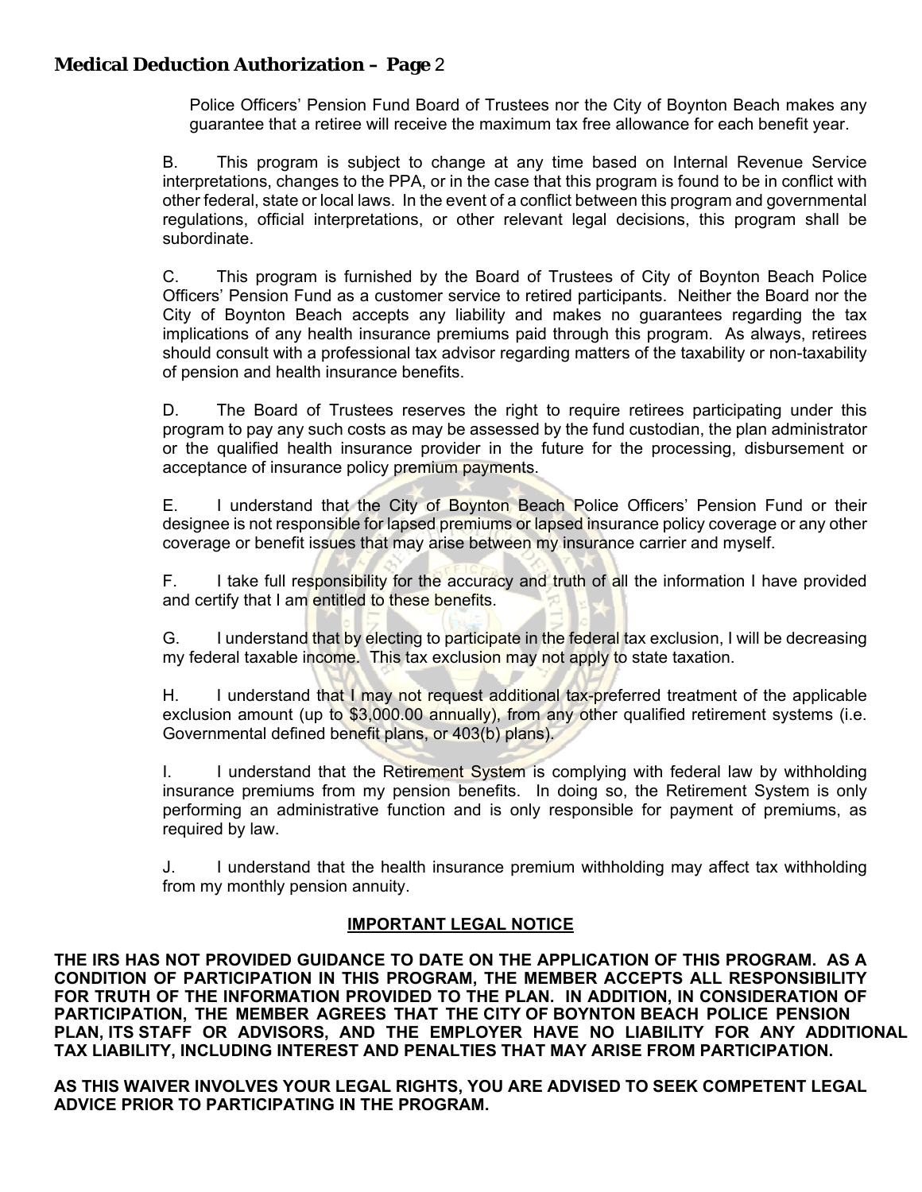Police Officers' Pension Fund Board of Trustees nor the City of Boynton Beach makes any guarantee that a retiree will receive the maximum tax free allowance for each benefit year.

B. This program is subject to change at any time based on Internal Revenue Service interpretations, changes to the PPA, or in the case that this program is found to be in conflict with other federal, state or local laws. In the event of a conflict between this program and governmental regulations, official interpretations, or other relevant legal decisions, this program shall be subordinate.

C. This program is furnished by the Board of Trustees of City of Boynton Beach Police Officers' Pension Fund as a customer service to retired participants. Neither the Board nor the City of Boynton Beach accepts any liability and makes no guarantees regarding the tax implications of any health insurance premiums paid through this program. As always, retirees should consult with a professional tax advisor regarding matters of the taxability or non-taxability of pension and health insurance benefits.

D. The Board of Trustees reserves the right to require retirees participating under this program to pay any such costs as may be assessed by the fund custodian, the plan administrator or the qualified health insurance provider in the future for the processing, disbursement or acceptance of insurance policy premium payments.

E. I understand that the City of Boynton Beach Police Officers' Pension Fund or their designee is not responsible for lapsed premiums or lapsed insurance policy coverage or any other coverage or benefit issues that may arise between my insurance carrier and myself.

F. I take full responsibility for the accuracy and truth of all the information I have provided and certify that I am entitled to these benefits.

G. I understand that by electing to participate in the federal tax exclusion, I will be decreasing my federal taxable income. This tax exclusion may not apply to state taxation.

H. I understand that I may not request additional tax-preferred treatment of the applicable exclusion amount (up to $3,000.00 annually), from any other qualified retirement systems (i.e. Governmental defined benefit plans, or 403(b) plans).

I. I understand that the Retirement System is complying with federal law by withholding insurance premiums from my pension benefits. In doing so, the Retirement System is only performing an administrative function and is only responsible for payment of premiums, as required by law.

J. I understand that the health insurance premium withholding may affect tax withholding from my monthly pension annuity.

**IMPORTANT LEGAL NOTICE**

**THE IRS HAS NOT PROVIDED GUIDANCE TO DATE ON THE APPLICATION OF THIS PROGRAM. AS A CONDITION OF PARTICIPATION IN THIS PROGRAM, THE MEMBER ACCEPTS ALL RESPONSIBILITY FOR TRUTH OF THE INFORMATION PROVIDED TO THE PLAN. IN ADDITION, IN CONSIDERATION OF PARTICIPATION, THE MEMBER AGREES THAT THE CITY OF BOYNTON BEACH POLICE PENSION PLAN, ITS STAFF OR ADVISORS, AND THE EMPLOYER HAVE NO LIABILITY FOR ANY ADDITIONAL TAX LIABILITY, INCLUDING INTEREST AND PENALTIES THAT MAY ARISE FROM PARTICIPATION.**

**AS THIS WAIVER INVOLVES YOUR LEGAL RIGHTS, YOU ARE ADVISED TO SEEK COMPETENT LEGAL ADVICE PRIOR TO PARTICIPATING IN THE PROGRAM.**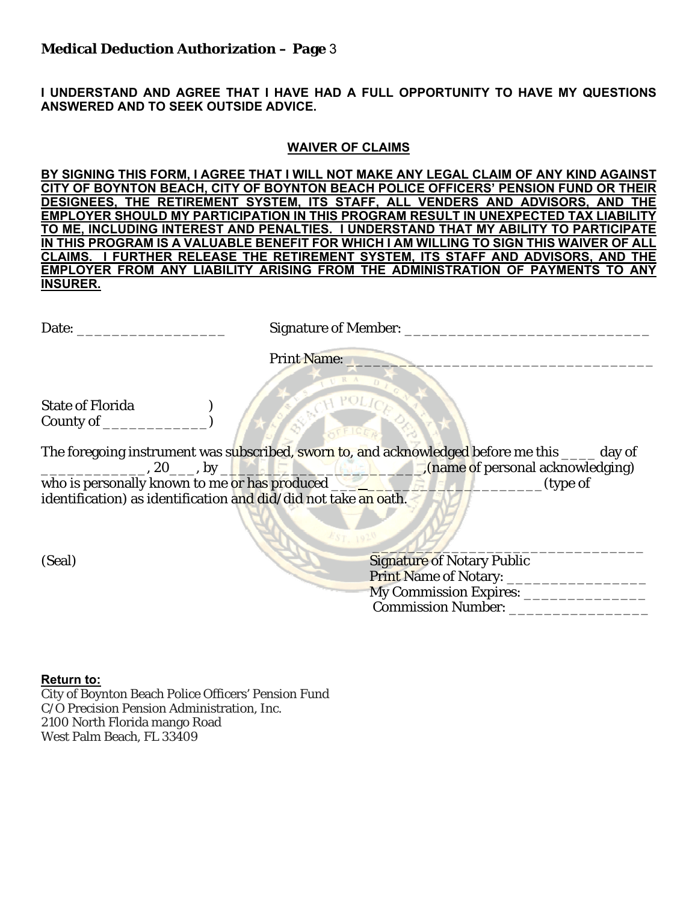**I UNDERSTAND AND AGREE THAT I HAVE HAD A FULL OPPORTUNITY TO HAVE MY QUESTIONS ANSWERED AND TO SEEK OUTSIDE ADVICE.**

## WAIVER OF CLAIMS

**BY SIGNING THIS FORM, I AGREE THAT I WILL NOT MAKE ANY LEGAL CLAIM OF ANY KIND AGAINST CITY OF BOYNTON BEACH, CITY OF BOYNTON BEACH POLICE OFFICERS' PENSION FUND OR THEIR DESIGNEES, THE RETIREMENT SYSTEM, ITS STAFF, ALL VENDERS AND ADVISORS, AND THE EMPLOYER SHOULD MY PARTICIPATION IN THIS PROGRAM RESULT IN UNEXPECTED TAX LIABILITY TO ME, INCLUDING INTEREST AND PENALTIES. I UNDERSTAND THAT MY ABILITY TO PARTICIPATE IN THIS PROGRAM IS A VALUABLE BENEFIT FOR WHICH I AM WILLING TO SIGN THIS WAIVER OF ALL CLAIMS. I FURTHER RELEASE THE RETIREMENT SYSTEM, ITS STAFF AND ADVISORS, AND THE EMPLOYER FROM ANY LIABILITY ARISING FROM THE ADMINISTRATION OF PAYMENTS TO ANY INSURER.**

Date: ___________________ Signature of Member: ______________________________

Print Name: ____________________________________

State of Florida )
County of _____________ )

The foregoing instrument was subscribed, sworn to, and acknowledged before me this ____ day of _____________, 20___, by ___________________________,(name of personal acknowledging) who is personally known to me or has produced _________________________ (type of identification) as identification and did/did not take an oath.

(Seal)

_________________________________
Signature of Notary Public
Print Name of Notary: _________________
My Commission Expires: _______________
Commission Number: _________________

**Return to:**
City of Boynton Beach Police Officers' Pension Fund
C/O Precision Pension Administration, Inc.
2100 North Florida mango Road
West Palm Beach, FL 33409